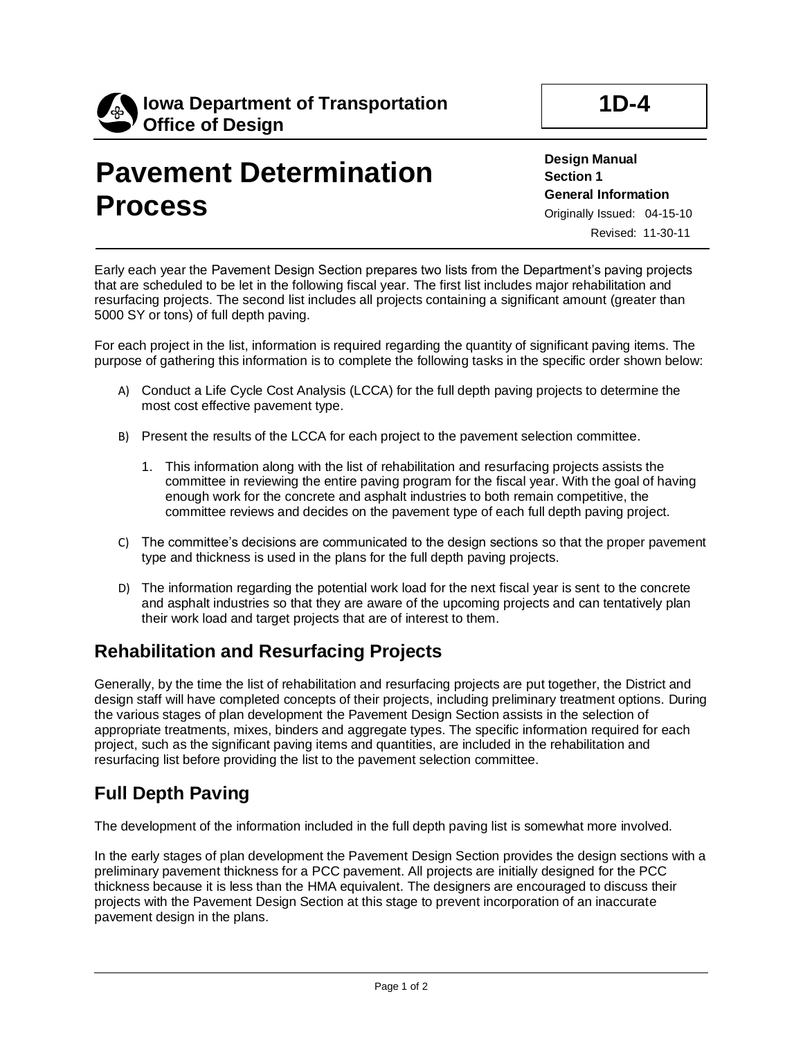**Iowa Department of Transportation**
**Office of Design**

**1D-4**

# Pavement Determination Process

**Design Manual**
**Section 1**
**General Information**
Originally Issued: 04-15-10
Revised: 11-30-11

Early each year the Pavement Design Section prepares two lists from the Department's paving projects that are scheduled to be let in the following fiscal year. The first list includes major rehabilitation and resurfacing projects. The second list includes all projects containing a significant amount (greater than 5000 SY or tons) of full depth paving.

For each project in the list, information is required regarding the quantity of significant paving items. The purpose of gathering this information is to complete the following tasks in the specific order shown below:

A) Conduct a Life Cycle Cost Analysis (LCCA) for the full depth paving projects to determine the most cost effective pavement type.

B) Present the results of the LCCA for each project to the pavement selection committee.

   1. This information along with the list of rehabilitation and resurfacing projects assists the committee in reviewing the entire paving program for the fiscal year. With the goal of having enough work for the concrete and asphalt industries to both remain competitive, the committee reviews and decides on the pavement type of each full depth paving project.

C) The committee's decisions are communicated to the design sections so that the proper pavement type and thickness is used in the plans for the full depth paving projects.

D) The information regarding the potential work load for the next fiscal year is sent to the concrete and asphalt industries so that they are aware of the upcoming projects and can tentatively plan their work load and target projects that are of interest to them.

## Rehabilitation and Resurfacing Projects

Generally, by the time the list of rehabilitation and resurfacing projects are put together, the District and design staff will have completed concepts of their projects, including preliminary treatment options. During the various stages of plan development the Pavement Design Section assists in the selection of appropriate treatments, mixes, binders and aggregate types. The specific information required for each project, such as the significant paving items and quantities, are included in the rehabilitation and resurfacing list before providing the list to the pavement selection committee.

## Full Depth Paving

The development of the information included in the full depth paving list is somewhat more involved.

In the early stages of plan development the Pavement Design Section provides the design sections with a preliminary pavement thickness for a PCC pavement. All projects are initially designed for the PCC thickness because it is less than the HMA equivalent. The designers are encouraged to discuss their projects with the Pavement Design Section at this stage to prevent incorporation of an inaccurate pavement design in the plans.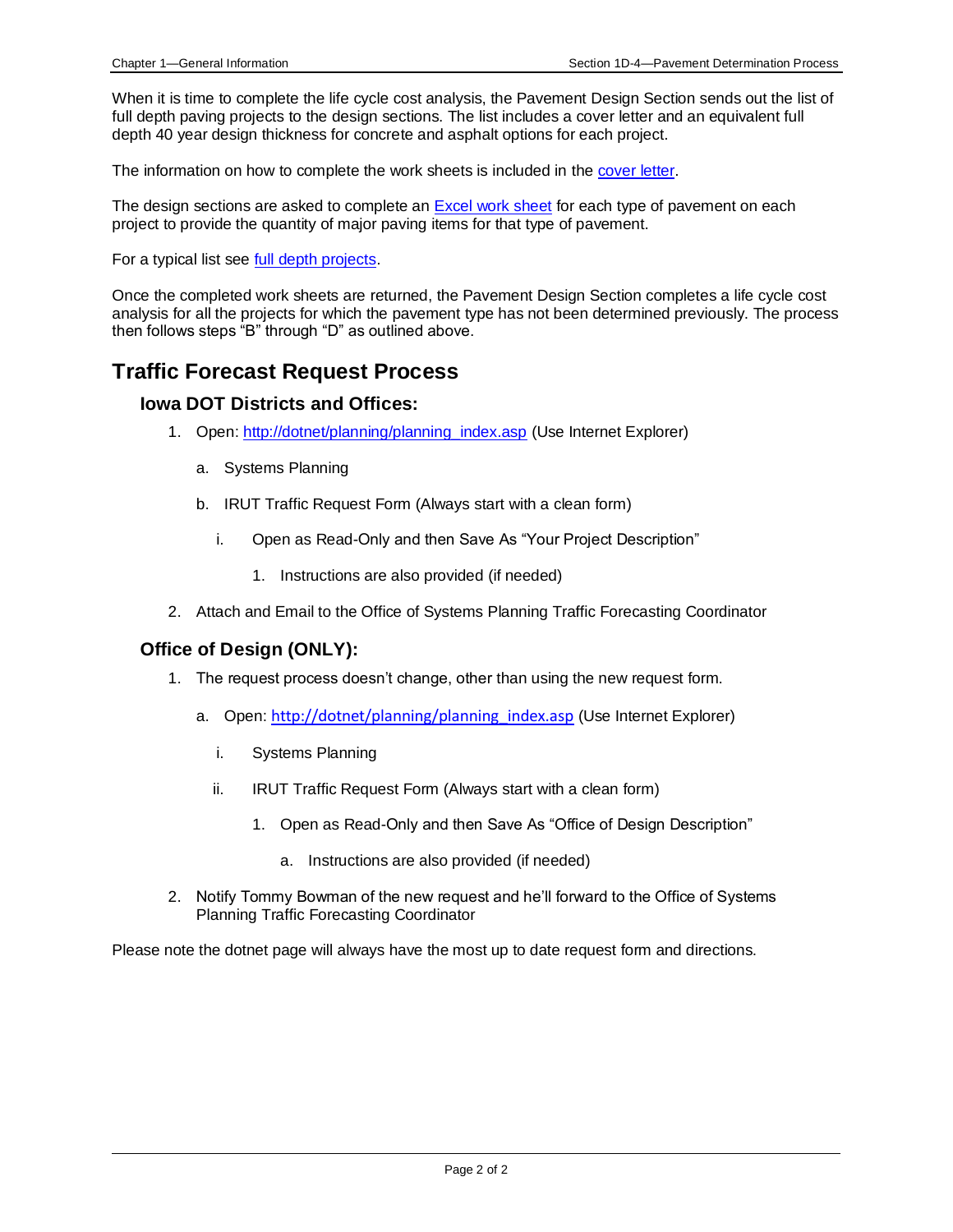When it is time to complete the life cycle cost analysis, the Pavement Design Section sends out the list of full depth paving projects to the design sections. The list includes a cover letter and an equivalent full depth 40 year design thickness for concrete and asphalt options for each project.

The information on how to complete the work sheets is included in the cover letter.

The design sections are asked to complete an Excel work sheet for each type of pavement on each project to provide the quantity of major paving items for that type of pavement.

For a typical list see full depth projects.

Once the completed work sheets are returned, the Pavement Design Section completes a life cycle cost analysis for all the projects for which the pavement type has not been determined previously. The process then follows steps "B" through "D" as outlined above.

## Traffic Forecast Request Process

### Iowa DOT Districts and Offices:

1. Open: http://dotnet/planning/planning_index.asp (Use Internet Explorer)
   a. Systems Planning
   b. IRUT Traffic Request Form (Always start with a clean form)
      i. Open as Read-Only and then Save As "Your Project Description"
         1. Instructions are also provided (if needed)
2. Attach and Email to the Office of Systems Planning Traffic Forecasting Coordinator

### Office of Design (ONLY):

1. The request process doesn't change, other than using the new request form.
   a. Open: http://dotnet/planning/planning_index.asp (Use Internet Explorer)
      i. Systems Planning
      ii. IRUT Traffic Request Form (Always start with a clean form)
         1. Open as Read-Only and then Save As "Office of Design Description"
            a. Instructions are also provided (if needed)
2. Notify Tommy Bowman of the new request and he'll forward to the Office of Systems Planning Traffic Forecasting Coordinator

Please note the dotnet page will always have the most up to date request form and directions.